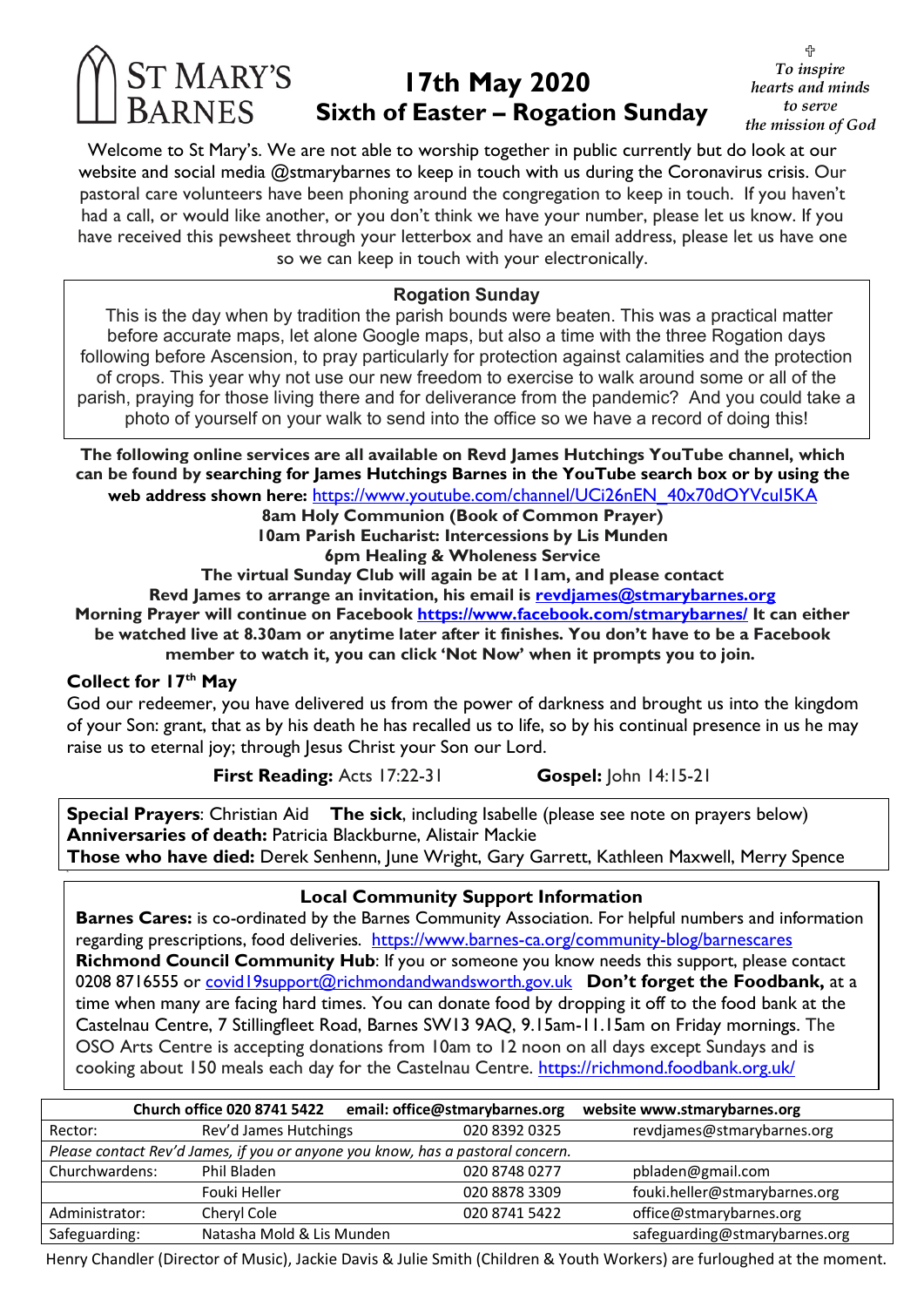# ST MARY'S BARNES

# 17th May 2020
## Sixth of Easter – Rogation Sunday

✞
*To inspire hearts and minds to serve the mission of God*

Welcome to St Mary's. We are not able to worship together in public currently but do look at our website and social media @stmarybarnes to keep in touch with us during the Coronavirus crisis. Our pastoral care volunteers have been phoning around the congregation to keep in touch. If you haven't had a call, or would like another, or you don't think we have your number, please let us know. If you have received this pewsheet through your letterbox and have an email address, please let us have one so we can keep in touch with your electronically.

### Rogation Sunday

This is the day when by tradition the parish bounds were beaten. This was a practical matter before accurate maps, let alone Google maps, but also a time with the three Rogation days following before Ascension, to pray particularly for protection against calamities and the protection of crops. This year why not use our new freedom to exercise to walk around some or all of the parish, praying for those living there and for deliverance from the pandemic? And you could take a photo of yourself on your walk to send into the office so we have a record of doing this!

**The following online services are all available on Revd James Hutchings YouTube channel, which can be found by searching for James Hutchings Barnes in the YouTube search box or by using the web address shown here:** https://www.youtube.com/channel/UCi26nEN_40x70dOYVcul5KA

**8am Holy Communion (Book of Common Prayer)**
**10am Parish Eucharist: Intercessions by Lis Munden**
**6pm Healing & Wholeness Service**
**The virtual Sunday Club will again be at 11am, and please contact Revd James to arrange an invitation, his email is revdjames@stmarybarnes.org**
**Morning Prayer will continue on Facebook https://www.facebook.com/stmarybarnes/ It can either be watched live at 8.30am or anytime later after it finishes. You don't have to be a Facebook member to watch it, you can click 'Not Now' when it prompts you to join.**

### Collect for 17th May

God our redeemer, you have delivered us from the power of darkness and brought us into the kingdom of your Son: grant, that as by his death he has recalled us to life, so by his continual presence in us he may raise us to eternal joy; through Jesus Christ your Son our Lord.

**First Reading:** Acts 17:22-31 **Gospel:** John 14:15-21

**Special Prayers**: Christian Aid **The sick**, including Isabelle (please see note on prayers below)
**Anniversaries of death:** Patricia Blackburne, Alistair Mackie
**Those who have died:** Derek Senhenn, June Wright, Gary Garrett, Kathleen Maxwell, Merry Spence

### Local Community Support Information

**Barnes Cares:** is co-ordinated by the Barnes Community Association. For helpful numbers and information regarding prescriptions, food deliveries. https://www.barnes-ca.org/community-blog/barnescares
**Richmond Council Community Hub**: If you or someone you know needs this support, please contact 0208 8716555 or covid19support@richmondandwandsworth.gov.uk **Don't forget the Foodbank,** at a time when many are facing hard times. You can donate food by dropping it off to the food bank at the Castelnau Centre, 7 Stillingfleet Road, Barnes SW13 9AQ, 9.15am-11.15am on Friday mornings. The OSO Arts Centre is accepting donations from 10am to 12 noon on all days except Sundays and is cooking about 150 meals each day for the Castelnau Centre. https://richmond.foodbank.org.uk/

| **Church office 020 8741 5422** | | **email: office@stmarybarnes.org** | **website www.stmarybarnes.org** |
|---|---|---|---|
| Rector: | Rev'd James Hutchings | 020 8392 0325 | revdjames@stmarybarnes.org |
| *Please contact Rev'd James, if you or anyone you know, has a pastoral concern.* | | | |
| Churchwardens: | Phil Bladen | 020 8748 0277 | pbladen@gmail.com |
| | Fouki Heller | 020 8878 3309 | fouki.heller@stmarybarnes.org |
| Administrator: | Cheryl Cole | 020 8741 5422 | office@stmarybarnes.org |
| Safeguarding: | Natasha Mold & Lis Munden | | safeguarding@stmarybarnes.org |

Henry Chandler (Director of Music), Jackie Davis & Julie Smith (Children & Youth Workers) are furloughed at the moment.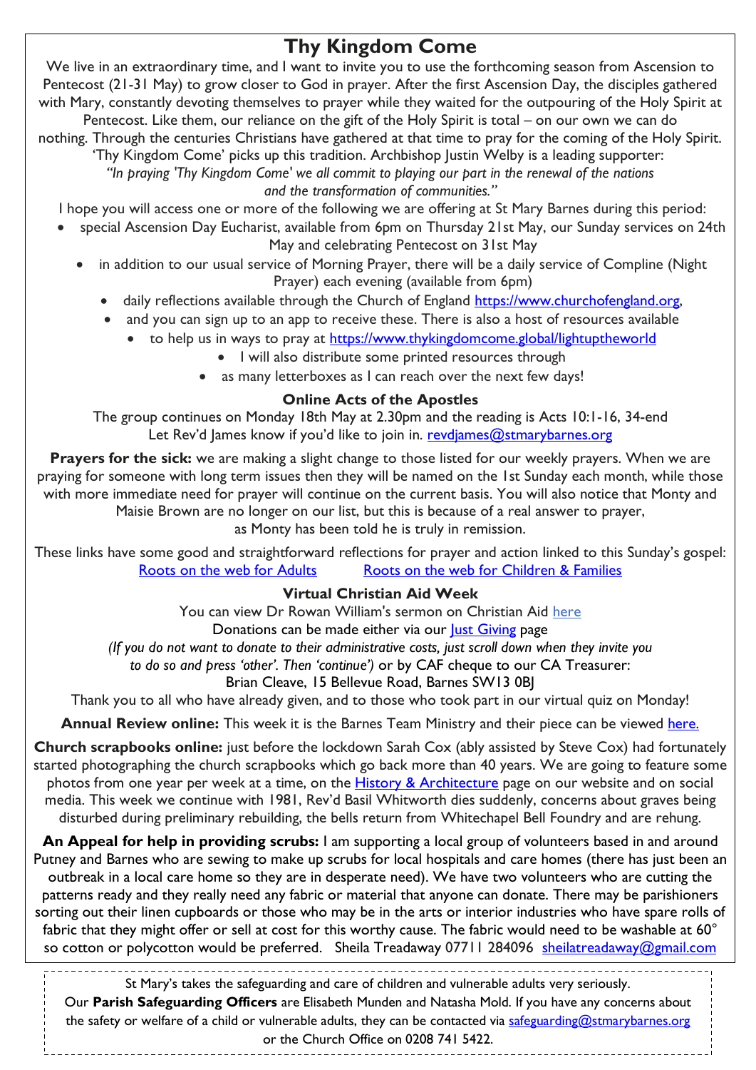# Thy Kingdom Come

We live in an extraordinary time, and I want to invite you to use the forthcoming season from Ascension to Pentecost (21-31 May) to grow closer to God in prayer. After the first Ascension Day, the disciples gathered with Mary, constantly devoting themselves to prayer while they waited for the outpouring of the Holy Spirit at Pentecost. Like them, our reliance on the gift of the Holy Spirit is total – on our own we can do nothing. Through the centuries Christians have gathered at that time to pray for the coming of the Holy Spirit. 'Thy Kingdom Come' picks up this tradition. Archbishop Justin Welby is a leading supporter:

*"In praying 'Thy Kingdom Come' we all commit to playing our part in the renewal of the nations and the transformation of communities."*

I hope you will access one or more of the following we are offering at St Mary Barnes during this period:

- special Ascension Day Eucharist, available from 6pm on Thursday 21st May, our Sunday services on 24th May and celebrating Pentecost on 31st May
- in addition to our usual service of Morning Prayer, there will be a daily service of Compline (Night Prayer) each evening (available from 6pm)
- daily reflections available through the Church of England https://www.churchofengland.org,
- and you can sign up to an app to receive these. There is also a host of resources available
- to help us in ways to pray at https://www.thykingdomcome.global/lightuptheworld
- I will also distribute some printed resources through
- as many letterboxes as I can reach over the next few days!

### Online Acts of the Apostles

The group continues on Monday 18th May at 2.30pm and the reading is Acts 10:1-16, 34-end
Let Rev'd James know if you'd like to join in. revdjames@stmarybarnes.org

**Prayers for the sick:** we are making a slight change to those listed for our weekly prayers. When we are praying for someone with long term issues then they will be named on the 1st Sunday each month, while those with more immediate need for prayer will continue on the current basis. You will also notice that Monty and Maisie Brown are no longer on our list, but this is because of a real answer to prayer, as Monty has been told he is truly in remission.

These links have some good and straightforward reflections for prayer and action linked to this Sunday's gospel:
Roots on the web for Adults     Roots on the web for Children & Families

### Virtual Christian Aid Week

You can view Dr Rowan William's sermon on Christian Aid here

Donations can be made either via our Just Giving page

*(If you do not want to donate to their administrative costs, just scroll down when they invite you to do so and press 'other'. Then 'continue')* or by CAF cheque to our CA Treasurer:

Brian Cleave, 15 Bellevue Road, Barnes SW13 0BJ

Thank you to all who have already given, and to those who took part in our virtual quiz on Monday!

**Annual Review online:** This week it is the Barnes Team Ministry and their piece can be viewed here.

**Church scrapbooks online:** just before the lockdown Sarah Cox (ably assisted by Steve Cox) had fortunately started photographing the church scrapbooks which go back more than 40 years. We are going to feature some photos from one year per week at a time, on the History & Architecture page on our website and on social media. This week we continue with 1981, Rev'd Basil Whitworth dies suddenly, concerns about graves being disturbed during preliminary rebuilding, the bells return from Whitechapel Bell Foundry and are rehung.

**An Appeal for help in providing scrubs:** I am supporting a local group of volunteers based in and around Putney and Barnes who are sewing to make up scrubs for local hospitals and care homes (there has just been an outbreak in a local care home so they are in desperate need). We have two volunteers who are cutting the patterns ready and they really need any fabric or material that anyone can donate. There may be parishioners sorting out their linen cupboards or those who may be in the arts or interior industries who have spare rolls of fabric that they might offer or sell at cost for this worthy cause. The fabric would need to be washable at 60° so cotton or polycotton would be preferred.   Sheila Treadaway 07711 284096  sheilatreadaway@gmail.com

St Mary's takes the safeguarding and care of children and vulnerable adults very seriously.
Our **Parish Safeguarding Officers** are Elisabeth Munden and Natasha Mold. If you have any concerns about the safety or welfare of a child or vulnerable adults, they can be contacted via safeguarding@stmarybarnes.org or the Church Office on 0208 741 5422.